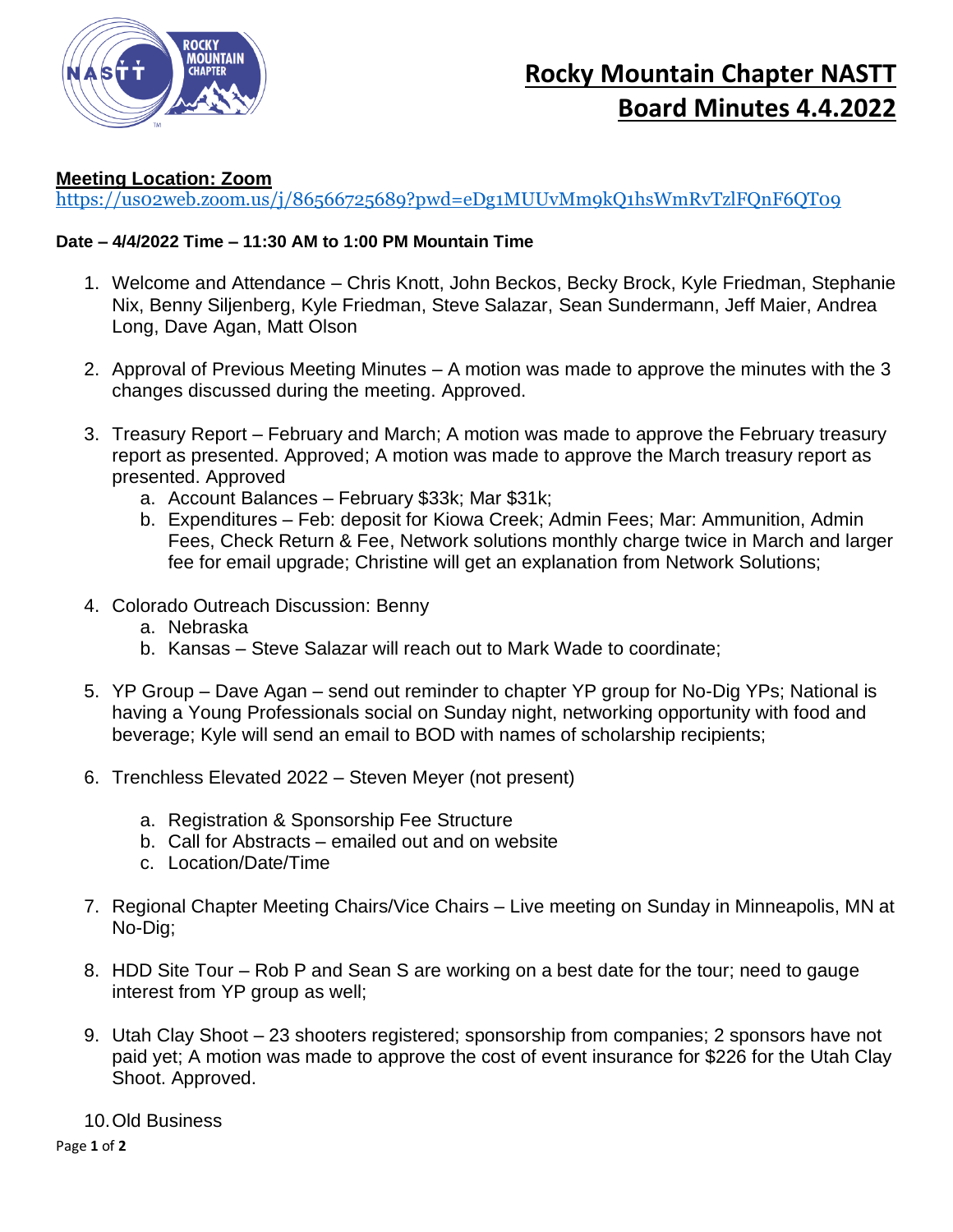# Rocky Mountain Chapter NASTT Board Minutes 4.4.2022

**Meeting Location: Zoom**

https://us02web.zoom.us/j/86566725689?pwd=eDg1MUUvMm9kQ1hsWmRvTzlFQnF6QT09

**Date – 4/4/2022 Time – 11:30 AM to 1:00 PM Mountain Time**

1. Welcome and Attendance – Chris Knott, John Beckos, Becky Brock, Kyle Friedman, Stephanie Nix, Benny Siljenberg, Kyle Friedman, Steve Salazar, Sean Sundermann, Jeff Maier, Andrea Long, Dave Agan, Matt Olson

2. Approval of Previous Meeting Minutes – A motion was made to approve the minutes with the 3 changes discussed during the meeting. Approved.

3. Treasury Report – February and March; A motion was made to approve the February treasury report as presented. Approved; A motion was made to approve the March treasury report as presented. Approved
   a. Account Balances – February $33k; Mar $31k;
   b. Expenditures – Feb: deposit for Kiowa Creek; Admin Fees; Mar: Ammunition, Admin Fees, Check Return & Fee, Network solutions monthly charge twice in March and larger fee for email upgrade; Christine will get an explanation from Network Solutions;

4. Colorado Outreach Discussion: Benny
   a. Nebraska
   b. Kansas – Steve Salazar will reach out to Mark Wade to coordinate;

5. YP Group – Dave Agan – send out reminder to chapter YP group for No-Dig YPs; National is having a Young Professionals social on Sunday night, networking opportunity with food and beverage; Kyle will send an email to BOD with names of scholarship recipients;

6. Trenchless Elevated 2022 – Steven Meyer (not present)
   a. Registration & Sponsorship Fee Structure
   b. Call for Abstracts – emailed out and on website
   c. Location/Date/Time

7. Regional Chapter Meeting Chairs/Vice Chairs – Live meeting on Sunday in Minneapolis, MN at No-Dig;

8. HDD Site Tour – Rob P and Sean S are working on a best date for the tour; need to gauge interest from YP group as well;

9. Utah Clay Shoot – 23 shooters registered; sponsorship from companies; 2 sponsors have not paid yet; A motion was made to approve the cost of event insurance for $226 for the Utah Clay Shoot. Approved.

10. Old Business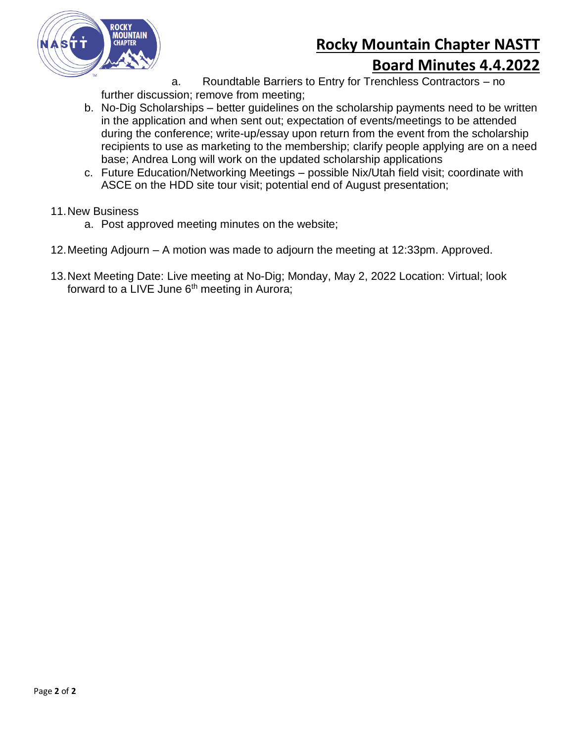a. Roundtable Barriers to Entry for Trenchless Contractors – no further discussion; remove from meeting;

b. No-Dig Scholarships – better guidelines on the scholarship payments need to be written in the application and when sent out; expectation of events/meetings to be attended during the conference; write-up/essay upon return from the event from the scholarship recipients to use as marketing to the membership; clarify people applying are on a need base; Andrea Long will work on the updated scholarship applications

c. Future Education/Networking Meetings – possible Nix/Utah field visit; coordinate with ASCE on the HDD site tour visit; potential end of August presentation;

11. New Business
    a. Post approved meeting minutes on the website;

12. Meeting Adjourn – A motion was made to adjourn the meeting at 12:33pm. Approved.

13. Next Meeting Date: Live meeting at No-Dig; Monday, May 2, 2022 Location: Virtual; look forward to a LIVE June 6th meeting in Aurora;